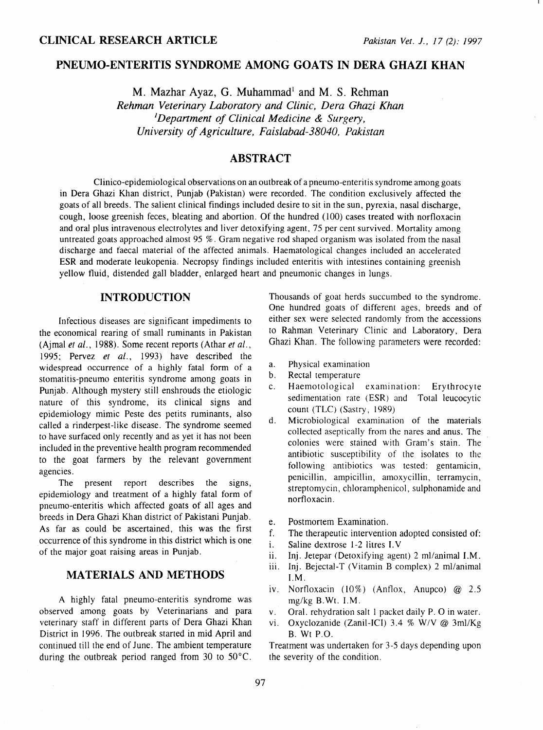CLINICAL RESEARCH ARTICLE

# PNEUMO-ENTERITIS SYNDROME AMONG GOATS IN DERA GHAZI KHAN

M. Mazhar Ayaz, G. Muhammad[1] and M. S. Rehman

*Rehman Veterinary Laboratory and Clinic, Dera Ghazi Khan*
*[1]Department of Clinical Medicine & Surgery, University of Agriculture, Faisalabad-38040, Pakistan*

## ABSTRACT

Clinico-epidemiological observations on an outbreak of a pneumo-enteritis syndrome among goats in Dera Ghazi Khan district, Punjab (Pakistan) were recorded. The condition exclusively affected the goats of all breeds. The salient clinical findings included desire to sit in the sun, pyrexia, nasal discharge, cough, loose greenish feces, bleating and abortion. Of the hundred (100) cases treated with norfloxacin and oral plus intravenous electrolytes and liver detoxifying agent, 75 per cent survived. Mortality among untreated goats approached almost 95 %. Gram negative rod shaped organism was isolated from the nasal discharge and faecal material of the affected animals. Haematological changes included an accelerated ESR and moderate leukopenia. Necropsy findings included enteritis with intestines containing greenish yellow fluid, distended gall bladder, enlarged heart and pneumonic changes in lungs.

## INTRODUCTION

Infectious diseases are significant impediments to the economical rearing of small ruminants in Pakistan (Ajmal *et al.*, 1988). Some recent reports (Athar *et al.*, 1995; Pervez *et al.*, 1993) have described the widespread occurrence of a highly fatal form of a stomatitis-pneumo enteritis syndrome among goats in Punjab. Although mystery still enshrouds the etiologic nature of this syndrome, its clinical signs and epidemiology mimic Peste des petits ruminants, also called a rinderpest-like disease. The syndrome seemed to have surfaced only recently and as yet it has not been included in the preventive health program recommended to the goat farmers by the relevant government agencies.

The present report describes the signs, epidemiology and treatment of a highly fatal form of pneumo-enteritis which affected goats of all ages and breeds in Dera Ghazi Khan district of Pakistani Punjab. As far as could be ascertained, this was the first occurrence of this syndrome in this district which is one of the major goat raising areas in Punjab.

## MATERIALS AND METHODS

A highly fatal pneumo-enteritis syndrome was observed among goats by Veterinarians and para veterinary staff in different parts of Dera Ghazi Khan District in 1996. The outbreak started in mid April and continued till the end of June. The ambient temperature during the outbreak period ranged from 30 to 50°C. Thousands of goat herds succumbed to the syndrome. One hundred goats of different ages, breeds and of either sex were selected randomly from the accessions to Rahman Veterinary Clinic and Laboratory, Dera Ghazi Khan. The following parameters were recorded:

a. Physical examination
b. Rectal temperature
c. Haemotological examination: Erythrocyte sedimentation rate (ESR) and Total leucocytic count (TLC) (Sastry, 1989)
d. Microbiological examination of the materials collected aseptically from the nares and anus. The colonies were stained with Gram's stain. The antibiotic susceptibility of the isolates to the following antibiotics was tested: gentamicin, penicillin, ampicillin, amoxycillin, terramycin, streptomycin, chloramphenicol, sulphonamide and norfloxacin.
e. Postmortem Examination.
f. The therapeutic intervention adopted consisted of:
i. Saline dextrose 1-2 litres I.V
ii. Inj. Jetepar (Detoxifying agent) 2 ml/animal I.M.
iii. Inj. Bejectal-T (Vitamin B complex) 2 ml/animal I.M.
iv. Norfloxacin (10%) (Anflox, Anupco) @ 2.5 mg/kg B.Wt. I.M.
v. Oral. rehydration salt 1 packet daily P. O in water.
vi. Oxyclozanide (Zanil-ICI) 3.4 % W/V @ 3ml/Kg B. Wt P.O.

Treatment was undertaken for 3-5 days depending upon the severity of the condition.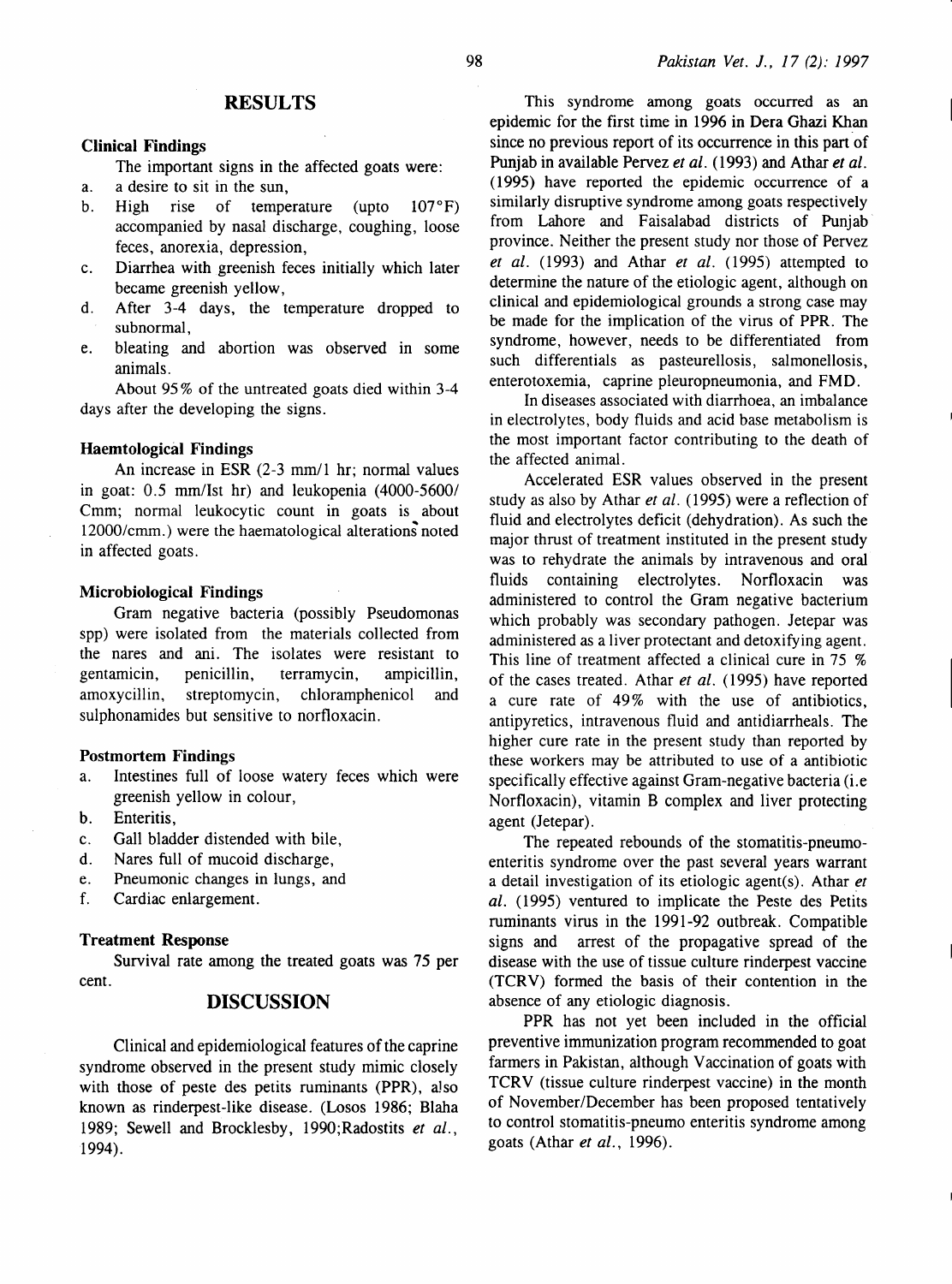## RESULTS

### Clinical Findings

The important signs in the affected goats were:

a. a desire to sit in the sun,
b. High rise of temperature (upto 107°F) accompanied by nasal discharge, coughing, loose feces, anorexia, depression,
c. Diarrhea with greenish feces initially which later became greenish yellow,
d. After 3-4 days, the temperature dropped to subnormal,
e. bleating and abortion was observed in some animals.

About 95% of the untreated goats died within 3-4 days after the developing the signs.

### Haemtological Findings

An increase in ESR (2-3 mm/1 hr; normal values in goat: 0.5 mm/Ist hr) and leukopenia (4000-5600/ Cmm; normal leukocytic count in goats is about 12000/cmm.) were the haematological alterations noted in affected goats.

### Microbiological Findings

Gram negative bacteria (possibly Pseudomonas spp) were isolated from the materials collected from the nares and ani. The isolates were resistant to gentamicin, penicillin, terramycin, ampicillin, amoxycillin, streptomycin, chloramphenicol and sulphonamides but sensitive to norfloxacin.

### Postmortem Findings

a. Intestines full of loose watery feces which were greenish yellow in colour,
b. Enteritis,
c. Gall bladder distended with bile,
d. Nares full of mucoid discharge,
e. Pneumonic changes in lungs, and
f. Cardiac enlargement.

### Treatment Response

Survival rate among the treated goats was 75 per cent.

## DISCUSSION

Clinical and epidemiological features of the caprine syndrome observed in the present study mimic closely with those of peste des petits ruminants (PPR), also known as rinderpest-like disease. (Losos 1986; Blaha 1989; Sewell and Brocklesby, 1990;Radostits *et al.*, 1994).

This syndrome among goats occurred as an epidemic for the first time in 1996 in Dera Ghazi Khan since no previous report of its occurrence in this part of Punjab in available Pervez *et al.* (1993) and Athar *et al.* (1995) have reported the epidemic occurrence of a similarly disruptive syndrome among goats respectively from Lahore and Faisalabad districts of Punjab province. Neither the present study nor those of Pervez *et al.* (1993) and Athar *et al.* (1995) attempted to determine the nature of the etiologic agent, although on clinical and epidemiological grounds a strong case may be made for the implication of the virus of PPR. The syndrome, however, needs to be differentiated from such differentials as pasteurellosis, salmonellosis, enterotoxemia, caprine pleuropneumonia, and FMD.

In diseases associated with diarrhoea, an imbalance in electrolytes, body fluids and acid base metabolism is the most important factor contributing to the death of the affected animal.

Accelerated ESR values observed in the present study as also by Athar *et al.* (1995) were a reflection of fluid and electrolytes deficit (dehydration). As such the major thrust of treatment instituted in the present study was to rehydrate the animals by intravenous and oral fluids containing electrolytes. Norfloxacin was administered to control the Gram negative bacterium which probably was secondary pathogen. Jetepar was administered as a liver protectant and detoxifying agent. This line of treatment affected a clinical cure in 75 % of the cases treated. Athar *et al.* (1995) have reported a cure rate of 49% with the use of antibiotics, antipyretics, intravenous fluid and antidiarrheals. The higher cure rate in the present study than reported by these workers may be attributed to use of a antibiotic specifically effective against Gram-negative bacteria (i.e Norfloxacin), vitamin B complex and liver protecting agent (Jetepar).

The repeated rebounds of the stomatitis-pneumo-enteritis syndrome over the past several years warrant a detail investigation of its etiologic agent(s). Athar *et al.* (1995) ventured to implicate the Peste des Petits ruminants virus in the 1991-92 outbreak. Compatible signs and arrest of the propagative spread of the disease with the use of tissue culture rinderpest vaccine (TCRV) formed the basis of their contention in the absence of any etiologic diagnosis.

PPR has not yet been included in the official preventive immunization program recommended to goat farmers in Pakistan, although Vaccination of goats with TCRV (tissue culture rinderpest vaccine) in the month of November/December has been proposed tentatively to control stomatitis-pneumo enteritis syndrome among goats (Athar *et al.*, 1996).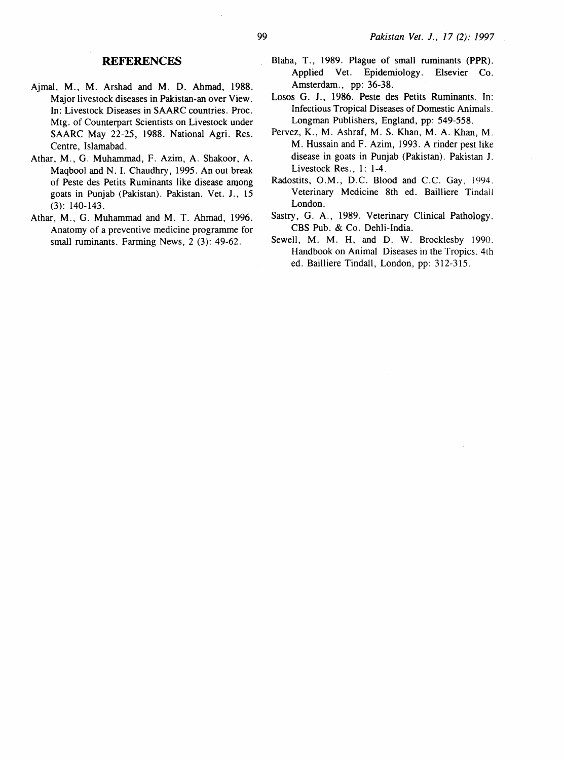## REFERENCES

Ajmal, M., M. Arshad and M. D. Ahmad, 1988. Major livestock diseases in Pakistan-an over View. In: Livestock Diseases in SAARC countries. Proc. Mtg. of Counterpart Scientists on Livestock under SAARC May 22-25, 1988. National Agri. Res. Centre, Islamabad.

Athar, M., G. Muhammad, F. Azim, A. Shakoor, A. Maqbool and N. I. Chaudhry, 1995. An out break of Peste des Petits Ruminants like disease among goats in Punjab (Pakistan). Pakistan. Vet. J., 15 (3): 140-143.

Athar, M., G. Muhammad and M. T. Ahmad, 1996. Anatomy of a preventive medicine programme for small ruminants. Farming News, 2 (3): 49-62.

Blaha, T., 1989. Plague of small ruminants (PPR). Applied Vet. Epidemiology. Elsevier Co. Amsterdam., pp: 36-38.

Losos G. J., 1986. Peste des Petits Ruminants. In: Infectious Tropical Diseases of Domestic Animals. Longman Publishers, England, pp: 549-558.

Pervez, K., M. Ashraf, M. S. Khan, M. A. Khan, M. M. Hussain and F. Azim, 1993. A rinder pest like disease in goats in Punjab (Pakistan). Pakistan J. Livestock Res., 1: 1-4.

Radostits, O.M., D.C. Blood and C.C. Gay, 1994. Veterinary Medicine 8th ed. Bailliere Tindall London.

Sastry, G. A., 1989. Veterinary Clinical Pathology. CBS Pub. & Co. Dehli-India.

Sewell, M. M. H, and D. W. Brocklesby 1990. Handbook on Animal Diseases in the Tropics. 4th ed. Bailliere Tindall, London, pp: 312-315.